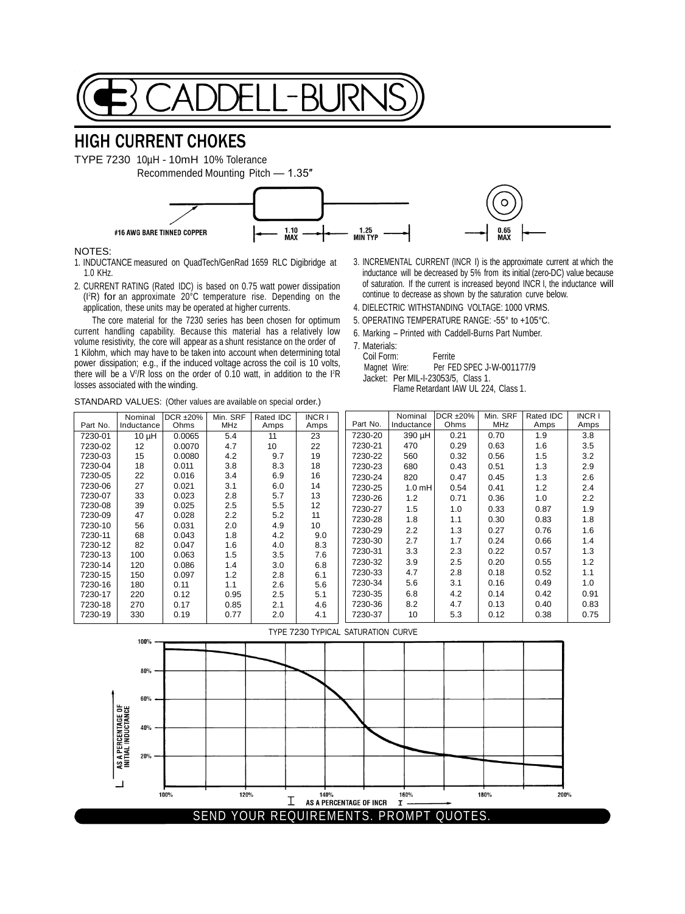# CADDELL-BURNS

## HIGH CURRENT CHOKES

TYPE 7230 10µH - 10mH 10% Tolerance

Recommended Mounting Pitch — 1.35″

#16 AWG BARE TINNED COPPER 1.10 MAX 1.25 MIN TYP 0.65 MAX

NOTES:

1. INDUCTANCE measured on QuadTech/GenRad 1659 RLC Digibridge at 1.0 KHz.
2. CURRENT RATING (Rated IDC) is based on 0.75 watt power dissipation ($I^2R$) for an approximate 20°C temperature rise. Depending on the application, these units may be operated at higher currents.

The core material for the 7230 series has been chosen for optimum current handling capability. Because this material has a relatively low volume resistivity, the core will appear as a shunt resistance on the order of 1 Kilohm, which may have to be taken into account when determining total power dissipation; e.g., if the induced voltage across the coil is 10 volts, there will be a $V^2/R$ loss on the order of 0.10 watt, in addition to the $I^2R$ losses associated with the winding.

3. INCREMENTAL CURRENT (INCR I) is the approximate current at which the inductance will be decreased by 5% from its initial (zero-DC) value because of saturation. If the current is increased beyond INCR I, the inductance will continue to decrease as shown by the saturation curve below.
4. DIELECTRIC WITHSTANDING VOLTAGE: 1000 VRMS.
5. OPERATING TEMPERATURE RANGE: -55° to +105°C.
6. Marking – Printed with Caddell-Burns Part Number.
7. Materials:
   - Coil Form: Ferrite
   - Magnet Wire: Per FED SPEC J-W-001177/9
   - Jacket: Per MIL-I-23053/5, Class 1. Flame Retardant IAW UL 224, Class 1.

STANDARD VALUES: (Other values are available on special order.)

| Part No. | Nominal Inductance | DCR ±20% Ohms | Min. SRF MHz | Rated IDC Amps | INCR I Amps |
|---|---|---|---|---|---|
| 7230-01 | 10 µH | 0.0065 | 5.4 | 11 | 23 |
| 7230-02 | 12 | 0.0070 | 4.7 | 10 | 22 |
| 7230-03 | 15 | 0.0080 | 4.2 | 9.7 | 19 |
| 7230-04 | 18 | 0.011 | 3.8 | 8.3 | 18 |
| 7230-05 | 22 | 0.016 | 3.4 | 6.9 | 16 |
| 7230-06 | 27 | 0.021 | 3.1 | 6.0 | 14 |
| 7230-07 | 33 | 0.023 | 2.8 | 5.7 | 13 |
| 7230-08 | 39 | 0.025 | 2.5 | 5.5 | 12 |
| 7230-09 | 47 | 0.028 | 2.2 | 5.2 | 11 |
| 7230-10 | 56 | 0.031 | 2.0 | 4.9 | 10 |
| 7230-11 | 68 | 0.043 | 1.8 | 4.2 | 9.0 |
| 7230-12 | 82 | 0.047 | 1.6 | 4.0 | 8.3 |
| 7230-13 | 100 | 0.063 | 1.5 | 3.5 | 7.6 |
| 7230-14 | 120 | 0.086 | 1.4 | 3.0 | 6.8 |
| 7230-15 | 150 | 0.097 | 1.2 | 2.8 | 6.1 |
| 7230-16 | 180 | 0.11 | 1.1 | 2.6 | 5.6 |
| 7230-17 | 220 | 0.12 | 0.95 | 2.5 | 5.1 |
| 7230-18 | 270 | 0.17 | 0.85 | 2.1 | 4.6 |
| 7230-19 | 330 | 0.19 | 0.77 | 2.0 | 4.1 |
| 7230-20 | 390 µH | 0.21 | 0.70 | 1.9 | 3.8 |
| 7230-21 | 470 | 0.29 | 0.63 | 1.6 | 3.5 |
| 7230-22 | 560 | 0.32 | 0.56 | 1.5 | 3.2 |
| 7230-23 | 680 | 0.43 | 0.51 | 1.3 | 2.9 |
| 7230-24 | 820 | 0.47 | 0.45 | 1.3 | 2.6 |
| 7230-25 | 1.0 mH | 0.54 | 0.41 | 1.2 | 2.4 |
| 7230-26 | 1.2 | 0.71 | 0.36 | 1.0 | 2.2 |
| 7230-27 | 1.5 | 1.0 | 0.33 | 0.87 | 1.9 |
| 7230-28 | 1.8 | 1.1 | 0.30 | 0.83 | 1.8 |
| 7230-29 | 2.2 | 1.3 | 0.27 | 0.76 | 1.6 |
| 7230-30 | 2.7 | 1.7 | 0.24 | 0.66 | 1.4 |
| 7230-31 | 3.3 | 2.3 | 0.22 | 0.57 | 1.3 |
| 7230-32 | 3.9 | 2.5 | 0.20 | 0.55 | 1.2 |
| 7230-33 | 4.7 | 2.8 | 0.18 | 0.52 | 1.1 |
| 7230-34 | 5.6 | 3.1 | 0.16 | 0.49 | 1.0 |
| 7230-35 | 6.8 | 4.2 | 0.14 | 0.42 | 0.91 |
| 7230-36 | 8.2 | 4.7 | 0.13 | 0.40 | 0.83 |
| 7230-37 | 10 | 5.3 | 0.12 | 0.38 | 0.75 |

TYPE 7230 TYPICAL SATURATION CURVE

L AS A PERCENTAGE OF INITIAL INDUCTANCE (100%, 80%, 60%, 40%, 20%)

I AS A PERCENTAGE OF INCR I (100%, 120%, 140%, 160%, 180%, 200%)

SEND YOUR REQUIREMENTS. PROMPT QUOTES.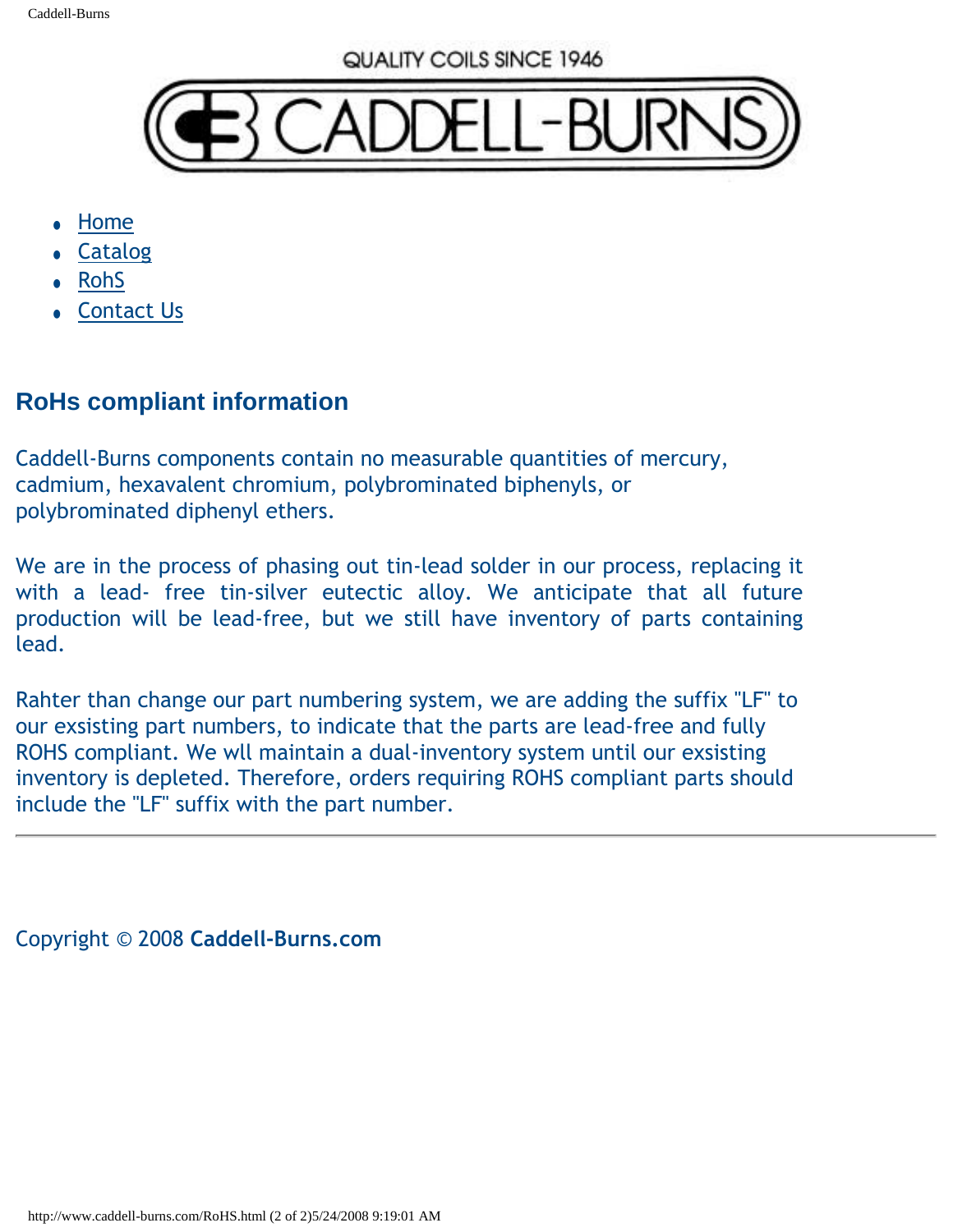QUALITY COILS SINCE 1946

CADDELL-BURNS

- Home
- Catalog
- RohS
- Contact Us

## RoHs compliant information

Caddell-Burns components contain no measurable quantities of mercury, cadmium, hexavalent chromium, polybrominated biphenyls, or polybrominated diphenyl ethers.

We are in the process of phasing out tin-lead solder in our process, replacing it with a lead- free tin-silver eutectic alloy. We anticipate that all future production will be lead-free, but we still have inventory of parts containing lead.

Rahter than change our part numbering system, we are adding the suffix "LF" to our exsisting part numbers, to indicate that the parts are lead-free and fully ROHS compliant. We wll maintain a dual-inventory system until our exsisting inventory is depleted. Therefore, orders requiring ROHS compliant parts should include the "LF" suffix with the part number.

---

Copyright © 2008 **Caddell-Burns.com**